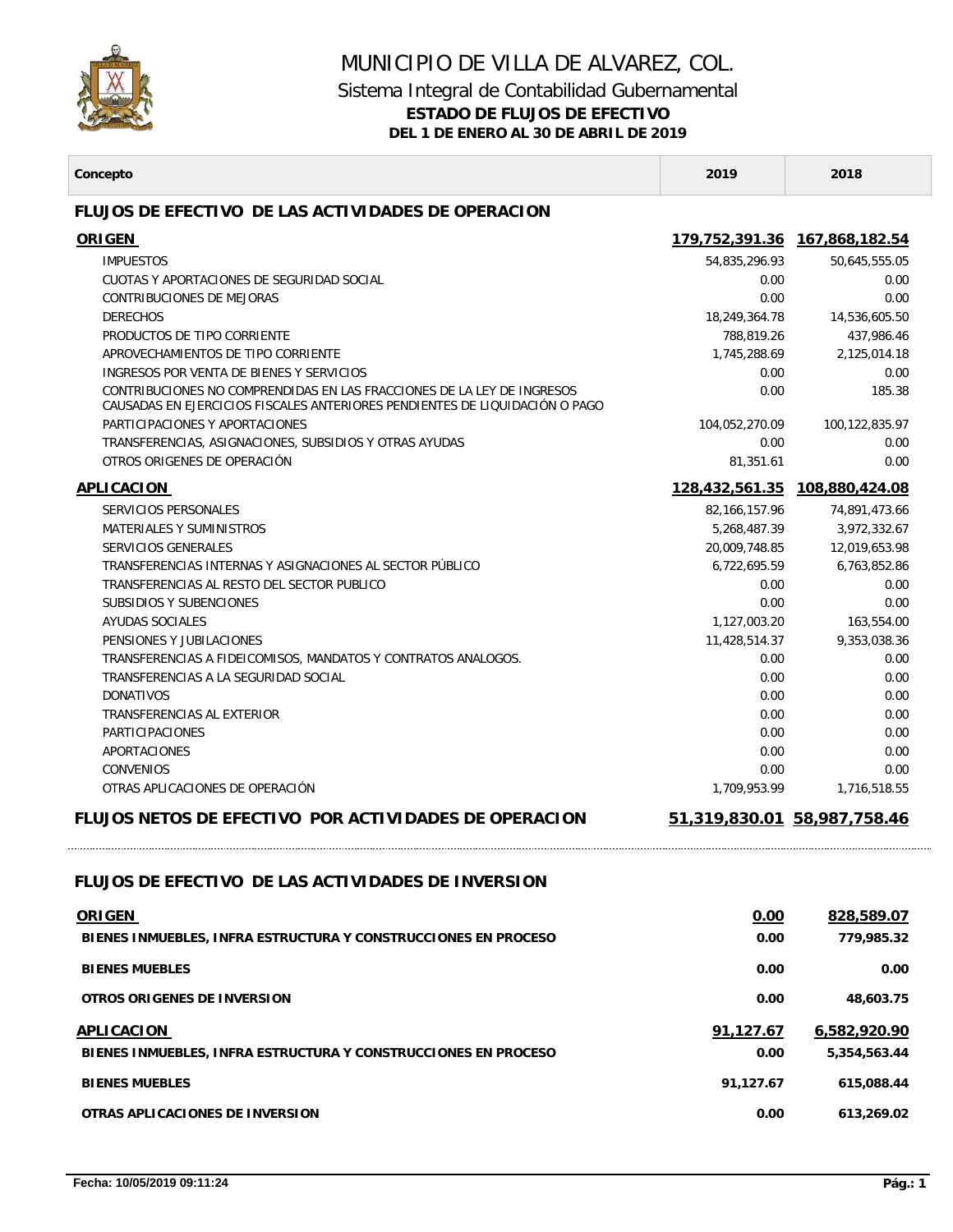# MUNICIPIO DE VILLA DE ALVAREZ, COL.

## Sistema Integral de Contabilidad Gubernamental

### ESTADO DE FLUJOS DE EFECTIVO

### DEL 1 DE ENERO AL 30 DE ABRIL DE 2019

| Concepto | 2019 | 2018 |
|---|---|---|
| **FLUJOS DE EFECTIVO DE LAS ACTIVIDADES DE OPERACION** | | |
| **ORIGEN** | **179,752,391.36** | **167,868,182.54** |
| IMPUESTOS | 54,835,296.93 | 50,645,555.05 |
| CUOTAS Y APORTACIONES DE SEGURIDAD SOCIAL | 0.00 | 0.00 |
| CONTRIBUCIONES DE MEJORAS | 0.00 | 0.00 |
| DERECHOS | 18,249,364.78 | 14,536,605.50 |
| PRODUCTOS DE TIPO CORRIENTE | 788,819.26 | 437,986.46 |
| APROVECHAMIENTOS DE TIPO CORRIENTE | 1,745,288.69 | 2,125,014.18 |
| INGRESOS POR VENTA DE BIENES Y SERVICIOS | 0.00 | 0.00 |
| CONTRIBUCIONES NO COMPRENDIDAS EN LAS FRACCIONES DE LA LEY DE INGRESOS CAUSADAS EN EJERCICIOS FISCALES ANTERIORES PENDIENTES DE LIQUIDACIÓN O PAGO | 0.00 | 185.38 |
| PARTICIPACIONES Y APORTACIONES | 104,052,270.09 | 100,122,835.97 |
| TRANSFERENCIAS, ASIGNACIONES, SUBSIDIOS Y OTRAS AYUDAS | 0.00 | 0.00 |
| OTROS ORIGENES DE OPERACIÓN | 81,351.61 | 0.00 |
| **APLICACION** | **128,432,561.35** | **108,880,424.08** |
| SERVICIOS PERSONALES | 82,166,157.96 | 74,891,473.66 |
| MATERIALES Y SUMINISTROS | 5,268,487.39 | 3,972,332.67 |
| SERVICIOS GENERALES | 20,009,748.85 | 12,019,653.98 |
| TRANSFERENCIAS INTERNAS Y ASIGNACIONES AL SECTOR PÚBLICO | 6,722,695.59 | 6,763,852.86 |
| TRANSFERENCIAS AL RESTO DEL SECTOR PUBLICO | 0.00 | 0.00 |
| SUBSIDIOS Y SUBENCIONES | 0.00 | 0.00 |
| AYUDAS SOCIALES | 1,127,003.20 | 163,554.00 |
| PENSIONES Y JUBILACIONES | 11,428,514.37 | 9,353,038.36 |
| TRANSFERENCIAS A FIDEICOMISOS, MANDATOS Y CONTRATOS ANALOGOS. | 0.00 | 0.00 |
| TRANSFERENCIAS A LA SEGURIDAD SOCIAL | 0.00 | 0.00 |
| DONATIVOS | 0.00 | 0.00 |
| TRANSFERENCIAS AL EXTERIOR | 0.00 | 0.00 |
| PARTICIPACIONES | 0.00 | 0.00 |
| APORTACIONES | 0.00 | 0.00 |
| CONVENIOS | 0.00 | 0.00 |
| OTRAS APLICACIONES DE OPERACIÓN | 1,709,953.99 | 1,716,518.55 |
| **FLUJOS NETOS DE EFECTIVO POR ACTIVIDADES DE OPERACION** | **51,319,830.01** | **58,987,758.46** |

| Concepto | 2019 | 2018 |
|---|---|---|
| **FLUJOS DE EFECTIVO DE LAS ACTIVIDADES DE INVERSION** | | |
| **ORIGEN** | **0.00** | **828,589.07** |
| **BIENES INMUEBLES, INFRA ESTRUCTURA Y CONSTRUCCIONES EN PROCESO** | **0.00** | **779,985.32** |
| **BIENES MUEBLES** | **0.00** | **0.00** |
| **OTROS ORIGENES DE INVERSION** | **0.00** | **48,603.75** |
| **APLICACION** | **91,127.67** | **6,582,920.90** |
| **BIENES INMUEBLES, INFRA ESTRUCTURA Y CONSTRUCCIONES EN PROCESO** | **0.00** | **5,354,563.44** |
| **BIENES MUEBLES** | **91,127.67** | **615,088.44** |
| **OTRAS APLICACIONES DE INVERSION** | **0.00** | **613,269.02** |

**Fecha: 10/05/2019 09:11:24**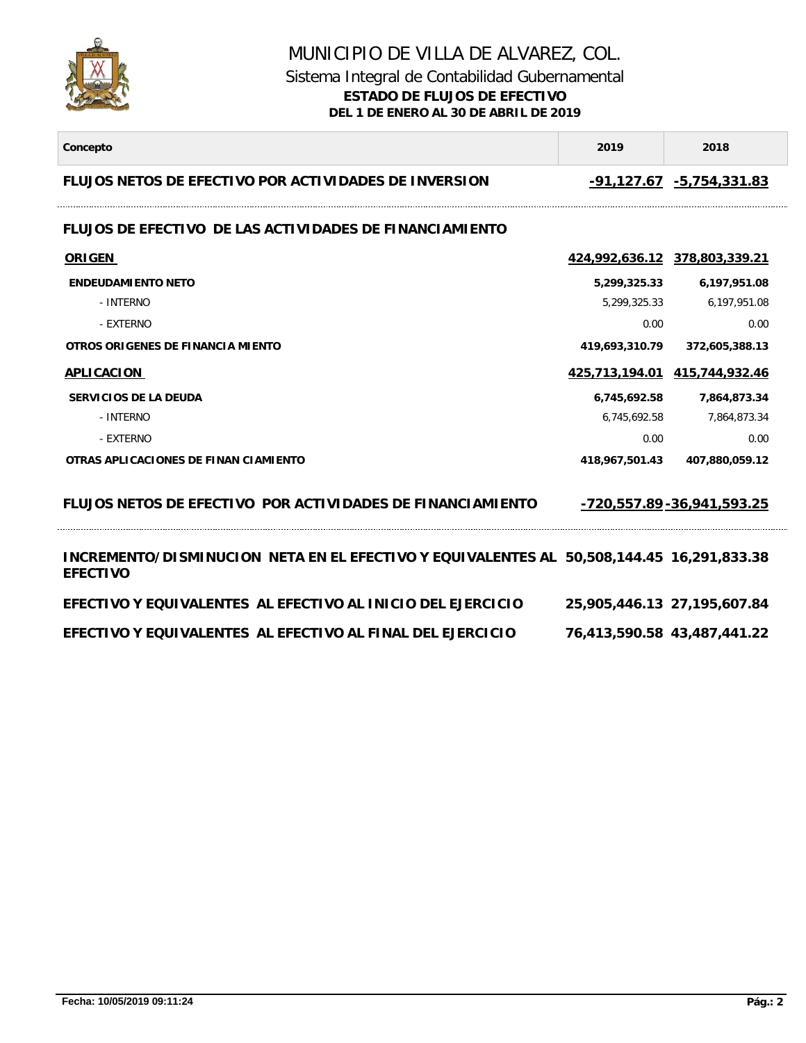# MUNICIPIO DE VILLA DE ALVAREZ, COL.

## Sistema Integral de Contabilidad Gubernamental

### ESTADO DE FLUJOS DE EFECTIVO

**DEL 1 DE ENERO AL 30 DE ABRIL DE 2019**

| Concepto | 2019 | 2018 |
|---|---|---|
| **FLUJOS NETOS DE EFECTIVO POR ACTIVIDADES DE INVERSION** | **-91,127.67** | **-5,754,331.83** |
| **FLUJOS DE EFECTIVO DE LAS ACTIVIDADES DE FINANCIAMIENTO** | | |
| **ORIGEN** | **424,992,636.12** | **378,803,339.21** |
| **ENDEUDAMIENTO NETO** | **5,299,325.33** | **6,197,951.08** |
| - INTERNO | 5,299,325.33 | 6,197,951.08 |
| - EXTERNO | 0.00 | 0.00 |
| **OTROS ORIGENES DE FINANCIA MIENTO** | **419,693,310.79** | **372,605,388.13** |
| **APLICACION** | **425,713,194.01** | **415,744,932.46** |
| **SERVICIOS DE LA DEUDA** | **6,745,692.58** | **7,864,873.34** |
| - INTERNO | 6,745,692.58 | 7,864,873.34 |
| - EXTERNO | 0.00 | 0.00 |
| **OTRAS APLICACIONES DE FINAN CIAMIENTO** | **418,967,501.43** | **407,880,059.12** |
| **FLUJOS NETOS DE EFECTIVO POR ACTIVIDADES DE FINANCIAMIENTO** | **-720,557.89** | **-36,941,593.25** |
| **INCREMENTO/DISMINUCION NETA EN EL EFECTIVO Y EQUIVALENTES AL EFECTIVO** | **50,508,144.45** | **16,291,833.38** |
| **EFECTIVO Y EQUIVALENTES AL EFECTIVO AL INICIO DEL EJERCICIO** | **25,905,446.13** | **27,195,607.84** |
| **EFECTIVO Y EQUIVALENTES AL EFECTIVO AL FINAL DEL EJERCICIO** | **76,413,590.58** | **43,487,441.22** |

**Fecha: 10/05/2019 09:11:24**